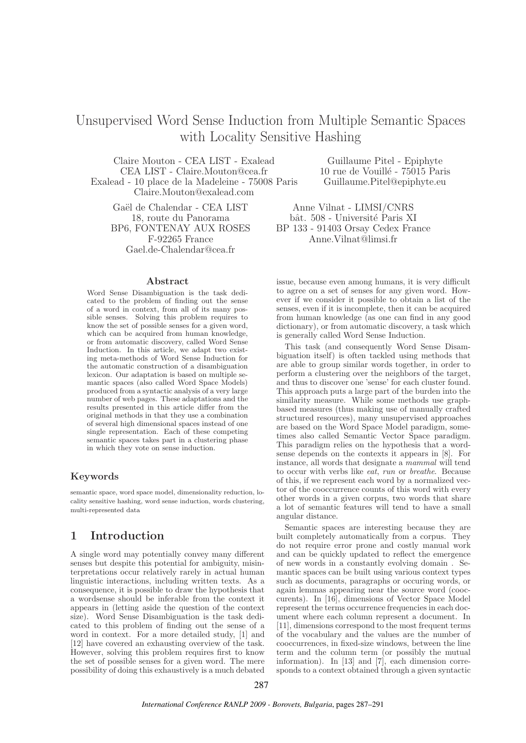# Unsupervised Word Sense Induction from Multiple Semantic Spaces with Locality Sensitive Hashing

Claire Mouton - CEA LIST - Exalead
CEA LIST - Claire.Mouton@cea.fr
Exalead - 10 place de la Madeleine - 75008 Paris
Claire.Mouton@exalead.com

Guillaume Pitel - Epiphyte
10 rue de Vouillé - 75015 Paris
Guillaume.Pitel@epiphyte.eu

Gaël de Chalendar - CEA LIST
18, route du Panorama
BP6, FONTENAY AUX ROSES
F-92265 France
Gael.de-Chalendar@cea.fr

Anne Vilnat - LIMSI/CNRS
bât. 508 - Université Paris XI
BP 133 - 91403 Orsay Cedex France
Anne.Vilnat@limsi.fr

## Abstract

Word Sense Disambiguation is the task dedicated to the problem of finding out the sense of a word in context, from all of its many possible senses. Solving this problem requires to know the set of possible senses for a given word, which can be acquired from human knowledge, or from automatic discovery, called Word Sense Induction. In this article, we adapt two existing meta-methods of Word Sense Induction for the automatic construction of a disambiguation lexicon. Our adaptation is based on multiple semantic spaces (also called Word Space Models) produced from a syntactic analysis of a very large number of web pages. These adaptations and the results presented in this article differ from the original methods in that they use a combination of several high dimensional spaces instead of one single representation. Each of these competing semantic spaces takes part in a clustering phase in which they vote on sense induction.

## Keywords

semantic space, word space model, dimensionality reduction, locality sensitive hashing, word sense induction, words clustering, multi-represented data

## 1 Introduction

A single word may potentially convey many different senses but despite this potential for ambiguity, misinterpretations occur relatively rarely in actual human linguistic interactions, including written texts. As a consequence, it is possible to draw the hypothesis that a wordsense should be inferable from the context it appears in (letting aside the question of the context size). Word Sense Disambiguation is the task dedicated to this problem of finding out the sense of a word in context. For a more detailed study, [1] and [12] have covered an exhausting overview of the task. However, solving this problem requires first to know the set of possible senses for a given word. The mere possibility of doing this exhaustively is a much debated issue, because even among humans, it is very difficult to agree on a set of senses for any given word. However if we consider it possible to obtain a list of the senses, even if it is incomplete, then it can be acquired from human knowledge (as one can find in any good dictionary), or from automatic discovery, a task which is generally called Word Sense Induction.

This task (and consequently Word Sense Disambiguation itself) is often tackled using methods that are able to group similar words together, in order to perform a clustering over the neighbors of the target, and thus to discover one 'sense' for each cluster found. This approach puts a large part of the burden into the similarity measure. While some methods use graph-based measures (thus making use of manually crafted structured resources), many unsupervised approaches are based on the Word Space Model paradigm, sometimes also called Semantic Vector Space paradigm. This paradigm relies on the hypothesis that a word-sense depends on the contexts it appears in [8]. For instance, all words that designate a *mammal* will tend to occur with verbs like *eat*, *run* or *breathe*. Because of this, if we represent each word by a normalized vector of the cooccurrence counts of this word with every other words in a given corpus, two words that share a lot of semantic features will tend to have a small angular distance.

Semantic spaces are interesting because they are built completely automatically from a corpus. They do not require error prone and costly manual work and can be quickly updated to reflect the emergence of new words in a constantly evolving domain . Semantic spaces can be built using various context types such as documents, paragraphs or occuring words, or again lemmas appearing near the source word (cooccurents). In [16], dimensions of Vector Space Model represent the terms occurrence frequencies in each document where each column represent a document. In [11], dimensions correspond to the most frequent terms of the vocabulary and the values are the number of cooccurrences, in fixed-size windows, between the line term and the column term (or possibly the mutual information). In [13] and [7], each dimension corresponds to a context obtained through a given syntactic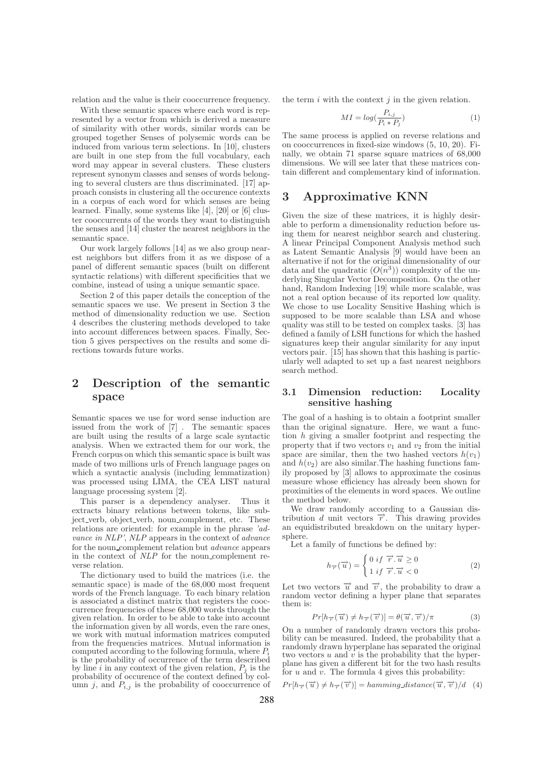relation and the value is their cooccurrence frequency.

With these semantic spaces where each word is represented by a vector from which is derived a measure of similarity with other words, similar words can be grouped together Senses of polysemic words can be induced from various term selections. In [10], clusters are built in one step from the full vocabulary, each word may appear in several clusters. These clusters represent synonym classes and senses of words belonging to several clusters are thus discriminated. [17] approach consists in clustering all the occurence contexts in a corpus of each word for which senses are being learned. Finally, some systems like [4], [20] or [6] cluster cooccurrents of the words they want to distinguish the senses and [14] cluster the nearest neighbors in the semantic space.

Our work largely follows [14] as we also group nearest neighbors but differs from it as we dispose of a panel of different semantic spaces (built on different syntactic relations) with different specificities that we combine, instead of using a unique semantic space.

Section 2 of this paper details the conception of the semantic spaces we use. We present in Section 3 the method of dimensionality reduction we use. Section 4 describes the clustering methods developed to take into account differences between spaces. Finally, Section 5 gives perspectives on the results and some directions towards future works.

## 2 Description of the semantic space

Semantic spaces we use for word sense induction are issued from the work of [7] . The semantic spaces are built using the results of a large scale syntactic analysis. When we extracted them for our work, the French corpus on which this semantic space is built was made of two millions urls of French language pages on which a syntactic analysis (including lemmatization) was processed using LIMA, the CEA LIST natural language processing system [2].

This parser is a dependency analyser. Thus it extracts binary relations between tokens, like subject_verb, object_verb, noun_complement, etc. These relations are oriented: for example in the phrase *'advance in NLP'*, *NLP* appears in the context of *advance* for the noun_complement relation but *advance* appears in the context of *NLP* for the noun_complement reverse relation.

The dictionary used to build the matrices (i.e. the semantic space) is made of the 68,000 most frequent words of the French language. To each binary relation is associated a distinct matrix that registers the cooccurrence frequencies of these 68,000 words through the given relation. In order to be able to take into account the information given by all words, even the rare ones, we work with mutual information matrices computed from the frequencies matrices. Mutual information is computed according to the following formula, where $P_i$ is the probability of occurrence of the term described by line $i$ in any context of the given relation, $P_j$ is the probability of occurence of the context defined by column $j$, and $P_{i,j}$ is the probability of cooccurrence of the term $i$ with the context $j$ in the given relation.

$$MI = log(\frac{P_{i,j}}{P_i * P_j}) \tag{1}$$

The same process is applied on reverse relations and on cooccurrences in fixed-size windows (5, 10, 20). Finally, we obtain 71 sparse square matrices of 68,000 dimensions. We will see later that these matrices contain different and complementary kind of information.

## 3 Approximative KNN

Given the size of these matrices, it is highly desirable to perform a dimensionality reduction before using them for nearest neighbor search and clustering. A linear Principal Component Analysis method such as Latent Semantic Analysis [9] would have been an alternative if not for the original dimensionality of our data and the quadratic ($O(n^3)$) complexity of the underlying Singular Vector Decomposition. On the other hand, Random Indexing [19] while more scalable, was not a real option because of its reported low quality. We chose to use Locality Sensitive Hashing which is supposed to be more scalable than LSA and whose quality was still to be tested on complex tasks. [3] has defined a family of LSH functions for which the hashed signatures keep their angular similarity for any input vectors pair. [15] has shown that this hashing is particularly well adapted to set up a fast nearest neighbors search method.

### 3.1 Dimension reduction: Locality sensitive hashing

The goal of a hashing is to obtain a footprint smaller than the original signature. Here, we want a function $h$ giving a smaller footprint and respecting the property that if two vectors $v_1$ and $v_2$ from the initial space are similar, then the two hashed vectors $h(v_1)$ and $h(v_2)$ are also similar.The hashing functions family proposed by [3] allows to approximate the cosinus measure whose efficiency has already been shown for proximities of the elements in word spaces. We outline the method below.

We draw randomly according to a Gaussian distribution $d$ unit vectors $\overrightarrow{r}$. This drawing provides an equidistributed breakdown on the unitary hypersphere.

Let a family of functions be defined by:

$$h_{\overrightarrow{r}}(\overrightarrow{u}) = \begin{cases} 0 \; if \; \overrightarrow{r}.\overrightarrow{u} \geq 0 \\ 1 \; if \; \overrightarrow{r}.\overrightarrow{u} < 0 \end{cases} \tag{2}$$

Let two vectors $\overrightarrow{u}$ and $\overrightarrow{v}$, the probability to draw a random vector defining a hyper plane that separates them is:

$$Pr[h_{\overrightarrow{r}}(\overrightarrow{u}) \neq h_{\overrightarrow{r}}(\overrightarrow{v})] = \theta(\overrightarrow{u}, \overrightarrow{v})/\pi \tag{3}$$

On a number of randomly drawn vectors this probability can be measured. Indeed, the probability that a randomly drawn hyperplane has separated the original two vectors $u$ and $v$ is the probability that the hyperplane has given a different bit for the two hash results for $u$ and $v$. The formula 4 gives this probability:

$$Pr[h_{\overrightarrow{r}}(\overrightarrow{u}) \neq h_{\overrightarrow{r}}(\overrightarrow{v})] = hamming\_distance(\overrightarrow{u}, \overrightarrow{v})/d \tag{4}$$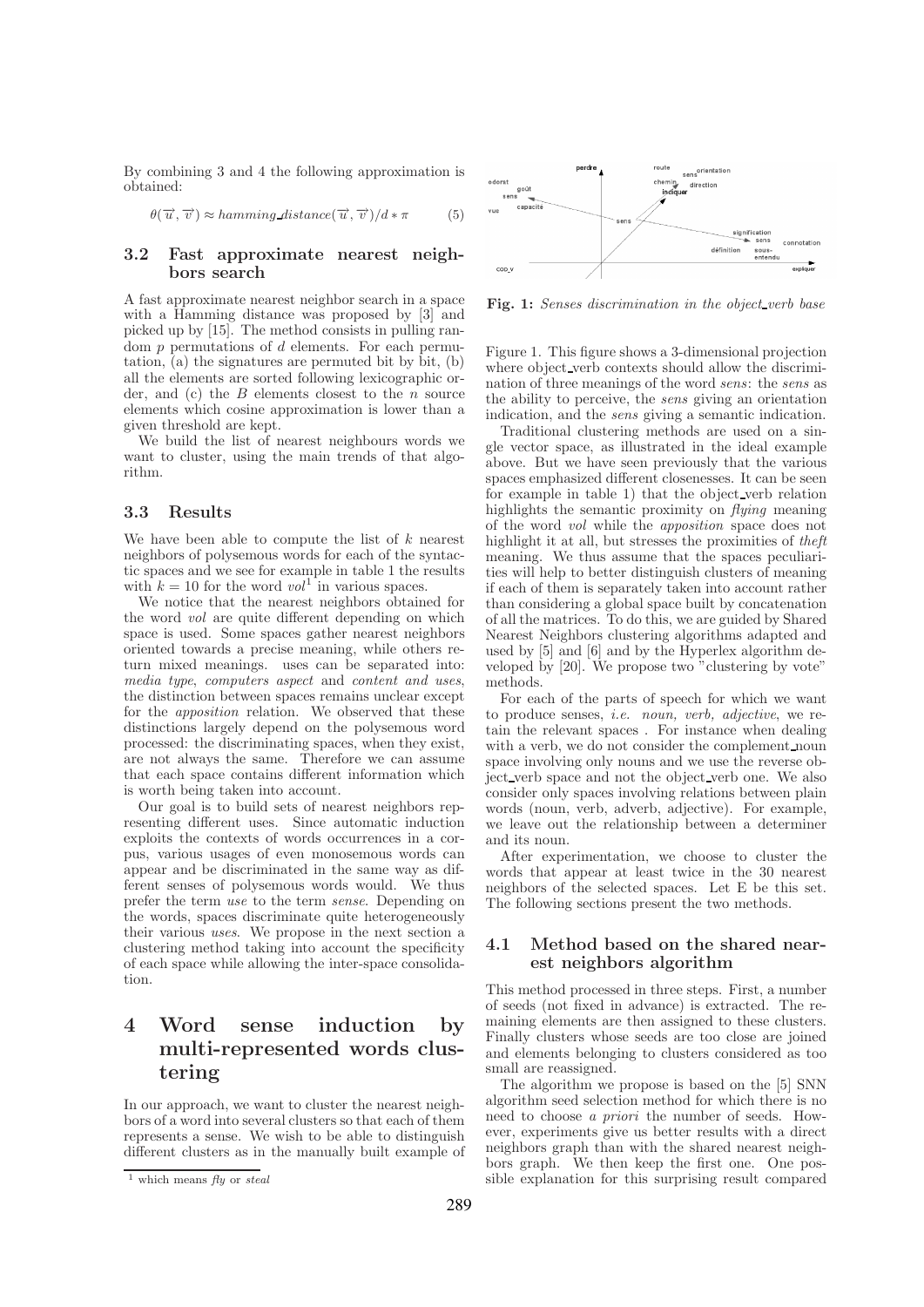By combining 3 and 4 the following approximation is obtained:

$$\theta(\overrightarrow{u}, \overrightarrow{v}) \approx hamming\_distance(\overrightarrow{u}, \overrightarrow{v})/d * \pi \tag{5}$$

### 3.2 Fast approximate nearest neighbors search

A fast approximate nearest neighbor search in a space with a Hamming distance was proposed by [3] and picked up by [15]. The method consists in pulling random $p$ permutations of $d$ elements. For each permutation, (a) the signatures are permuted bit by bit, (b) all the elements are sorted following lexicographic order, and (c) the $B$ elements closest to the $n$ source elements which cosine approximation is lower than a given threshold are kept.

We build the list of nearest neighbours words we want to cluster, using the main trends of that algorithm.

### 3.3 Results

We have been able to compute the list of $k$ nearest neighbors of polysemous words for each of the syntactic spaces and we see for example in table 1 the results with $k = 10$ for the word *vol*[1] in various spaces.

We notice that the nearest neighbors obtained for the word *vol* are quite different depending on which space is used. Some spaces gather nearest neighbors oriented towards a precise meaning, while others return mixed meanings. uses can be separated into: *media type*, *computers aspect* and *content and uses*, the distinction between spaces remains unclear except for the *apposition* relation. We observed that these distinctions largely depend on the polysemous word processed: the discriminating spaces, when they exist, are not always the same. Therefore we can assume that each space contains different information which is worth being taken into account.

Our goal is to build sets of nearest neighbors representing different uses. Since automatic induction exploits the contexts of words occurrences in a corpus, various usages of even monosemous words can appear and be discriminated in the same way as different senses of polysemous words would. We thus prefer the term *use* to the term *sense*. Depending on the words, spaces discriminate quite heterogeneously their various *uses*. We propose in the next section a clustering method taking into account the specificity of each space while allowing the inter-space consolidation.

## 4 Word sense induction by multi-represented words clustering

In our approach, we want to cluster the nearest neighbors of a word into several clusters so that each of them represents a sense. We wish to be able to distinguish different clusters as in the manually built example of Figure 1. This figure shows a 3-dimensional projection where object_verb contexts should allow the discrimination of three meanings of the word *sens*: the *sens* as the ability to perceive, the *sens* giving an orientation indication, and the *sens* giving a semantic indication.

[1] which means *fly* or *steal*

**Fig. 1:** *Senses discrimination in the object_verb base*

Traditional clustering methods are used on a single vector space, as illustrated in the ideal example above. But we have seen previously that the various spaces emphasized different closenesses. It can be seen for example in table 1) that the object_verb relation highlights the semantic proximity on *flying* meaning of the word *vol* while the *apposition* space does not highlight it at all, but stresses the proximities of *theft* meaning. We thus assume that the spaces peculiarities will help to better distinguish clusters of meaning if each of them is separately taken into account rather than considering a global space built by concatenation of all the matrices. To do this, we are guided by Shared Nearest Neighbors clustering algorithms adapted and used by [5] and [6] and by the Hyperlex algorithm developed by [20]. We propose two "clustering by vote" methods.

For each of the parts of speech for which we want to produce senses, *i.e. noun, verb, adjective*, we retain the relevant spaces . For instance when dealing with a verb, we do not consider the complement_noun space involving only nouns and we use the reverse object_verb space and not the object_verb one. We also consider only spaces involving relations between plain words (noun, verb, adverb, adjective). For example, we leave out the relationship between a determiner and its noun.

After experimentation, we choose to cluster the words that appear at least twice in the 30 nearest neighbors of the selected spaces. Let E be this set. The following sections present the two methods.

### 4.1 Method based on the shared nearest neighbors algorithm

This method processed in three steps. First, a number of seeds (not fixed in advance) is extracted. The remaining elements are then assigned to these clusters. Finally clusters whose seeds are too close are joined and elements belonging to clusters considered as too small are reassigned.

The algorithm we propose is based on the [5] SNN algorithm seed selection method for which there is no need to choose *a priori* the number of seeds. However, experiments give us better results with a direct neighbors graph than with the shared nearest neighbors graph. We then keep the first one. One possible explanation for this surprising result compared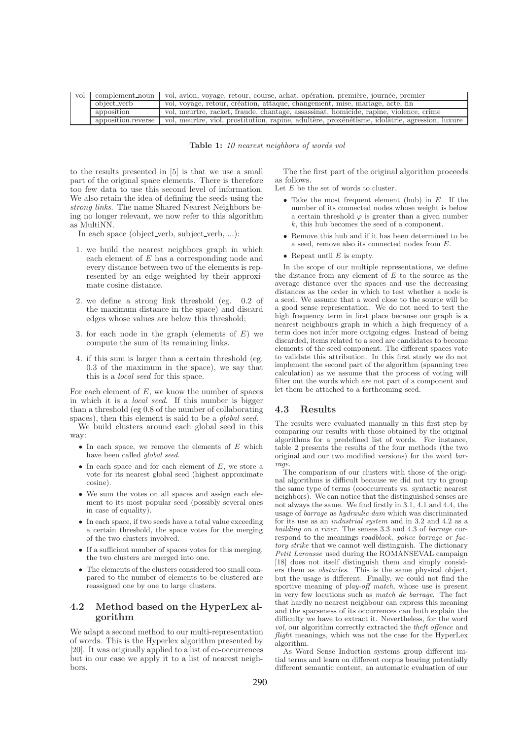| vol | complement_noun | vol, avion, voyage, retour, course, achat, opération, première, journée, premier |
|---|---|---|
| | object_verb | vol, voyage, retour, création, attaque, changement, mise, mariage, acte, fin |
| | apposition | vol, meurtre, racket, fraude, chantage, assassinat, homicide, rapine, violence, crime |
| | apposition.reverse | vol, meurtre, viol, prostitution, rapine, adultère, proxénétisme, idolâtrie, agression, luxure |

**Table 1:** *10 nearest neighbors of words vol*

to the results presented in [5] is that we use a small part of the original space elements. There is therefore too few data to use this second level of information. We also retain the idea of defining the seeds using the *strong links*. The name Shared Nearest Neighbors being no longer relevant, we now refer to this algorithm as MultiNN.

In each space (object_verb, subject_verb, ...):

1. we build the nearest neighbors graph in which each element of $E$ has a corresponding node and every distance between two of the elements is represented by an edge weighted by their approximate cosine distance.
2. we define a strong link threshold (eg. 0.2 of the maximum distance in the space) and discard edges whose values are below this threshold;
3. for each node in the graph (elements of $E$) we compute the sum of its remaining links.
4. if this sum is larger than a certain threshold (eg. 0.3 of the maximum in the space), we say that this is a *local seed* for this space.

For each element of $E$, we know the number of spaces in which it is a *local seed*. If this number is bigger than a threshold (eg 0.8 of the number of collaborating spaces), then this element is said to be a *global seed*.

We build clusters around each global seed in this way:

- In each space, we remove the elements of $E$ which have been called *global seed*.
- In each space and for each element of $E$, we store a vote for its nearest global seed (highest approximate cosine).
- We sum the votes on all spaces and assign each element to its most popular seed (possibly several ones in case of equality).
- In each space, if two seeds have a total value exceeding a certain threshold, the space votes for the merging of the two clusters involved.
- If a sufficient number of spaces votes for this merging, the two clusters are merged into one.
- The elements of the clusters considered too small compared to the number of elements to be clustered are reassigned one by one to large clusters.

## 4.2 Method based on the HyperLex algorithm

We adapt a second method to our multi-representation of words. This is the Hyperlex algorithm presented by [20]. It was originally applied to a list of co-occurrences but in our case we apply it to a list of nearest neighbors.

The the first part of the original algorithm proceeds as follows.

Let $E$ be the set of words to cluster.

- Take the most frequent element (hub) in $E$. If the number of its connected nodes whose weight is below a certain threshold $\varphi$ is greater than a given number $k$, this hub becomes the seed of a component.
- Remove this hub and if it has been determined to be a seed, remove also its connected nodes from $E$.
- Repeat until $E$ is empty.

In the scope of our multiple representations, we define the distance from any element of $E$ to the source as the average distance over the spaces and use the decreasing distances as the order in which to test whether a node is a seed. We assume that a word close to the source will be a good sense representation. We do not need to test the high frequency term in first place because our graph is a nearest neighbours graph in which a high frequency of a term does not infer more outgoing edges. Instead of being discarded, items related to a seed are candidates to become elements of the seed component. The different spaces vote to validate this attribution. In this first study we do not implement the second part of the algorithm (spanning tree calculation) as we assume that the process of voting will filter out the words which are not part of a component and let them be attached to a forthcoming seed.

## 4.3 Results

The results were evaluated manually in this first step by comparing our results with those obtained by the original algorithms for a predefined list of words. For instance, table 2 presents the results of the four methods (the two original and our two modified versions) for the word *barrage*.

The comparison of our clusters with those of the original algorithms is difficult because we did not try to group the same type of terms (cooccurrents vs. syntactic nearest neighbors). We can notice that the distinguished senses are not always the same. We find firstly in 3.1, 4.1 and 4.4, the usage of *barrage* as *hydraulic dam* which was discriminated for its use as an *industrial system* and in 3.2 and 4.2 as a *building on a river*. The senses 3.3 and 4.3 of *barrage* correspond to the meanings *roadblock, police barrage or factory strike* that we cannot well distinguish. The dictionary *Petit Larousse* used during the ROMANSEVAL campaign [18] does not itself distinguish them and simply considers them as *obstacles*. This is the same physical object, but the usage is different. Finally, we could not find the sportive meaning of *play-off match*, whose use is present in very few locutions such as *match de barrage*. The fact that hardly no nearest neighbour can express this meaning and the sparseness of its occurrences can both explain the difficulty we have to extract it. Nevertheless, for the word *vol*, our algorithm correctly extracted the *theft offence* and *flight* meanings, which was not the case for the HyperLex algorithm.

As Word Sense Induction systems group different initial terms and learn on different corpus bearing potentially different semantic content, an automatic evaluation of our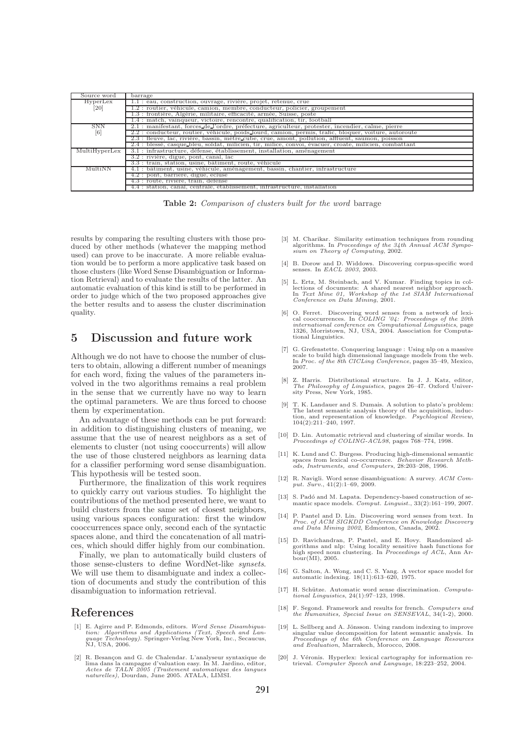| Source word | barrage |
|---|---|
| HyperLex | 1.1 : eau, construction, ouvrage, rivière, projet, retenue, crue |
| [20] | 1.2 : routier, véhicule, camion, membre, conducteur, policier, groupement |
| | 1.3 : frontière, Algérie, militaire, efficacité, armée, Suisse, poste |
| | 1.4 : match, vainqueur, victoire, rencontre, qualification, tir, football |
| SNN | 2.1 : manifestant, forces_de_l'ordre, préfecture, agriculteur, protester, incendier, calme, pierre |
| [6] | 2.2 : conducteur, routier, véhicule, poids_lourd, camion, permis, trafic, bloquer, voiture, autoroute |
| | 2.3 : fleuve, lac, rivière, bassin, mètre_cube, crue, amont, pollution, affluent, saumon, poisson |
| | 2.4 : blessé, casque_bleu, soldat, milicien, tir, milice, convoi, évacuer, croate, milicien, combattant |
| MultiHyperLex | 3.1 : infrastructure, défense, établissement, installation, aménagement |
| | 3.2 : rivière, digue, pont, canal, lac |
| | 3.3 : train, station, usine, bâtiment, route, véhicule |
| MultiNN | 4.1 : bâtiment, usine, véhicule, aménagement, bassin, chantier, infrastructure |
| | 4.2 : pont, barrière, digue, écluse |
| | 4.3 : route, rivière, train, défense |
| | 4.4 : station, canal, centrale, établissement, infrastructure, installation |

**Table 2:** *Comparison of clusters built for the word* barrage

results by comparing the resulting clusters with those produced by other methods (whatever the mapping method used) can prove to be inaccurate. A more reliable evaluation would be to perform a more applicative task based on those clusters (like Word Sense Disambiguation or Information Retrieval) and to evaluate the results of the latter. An automatic evaluation of this kind is still to be performed in order to judge which of the two proposed approaches give the better results and to assess the cluster discrimination quality.

## 5 Discussion and future work

Although we do not have to choose the number of clusters to obtain, allowing a different number of meanings for each word, fixing the values of the parameters involved in the two algorithms remains a real problem in the sense that we currently have no way to learn the optimal parameters. We are thus forced to choose them by experimentation.

An advantage of these methods can be put forward: in addition to distinguishing clusters of meaning, we assume that the use of nearest neighbors as a set of elements to cluster (not using cooccurrents) will allow the use of those clustered neighbors as learning data for a classifier performing word sense disambiguation. This hypothesis will be tested soon.

Furthermore, the finalization of this work requires to quickly carry out various studies. To highlight the contributions of the method presented here, we want to build clusters from the same set of closest neighbors, using various spaces configuration: first the window cooccurrences space only, second each of the syntactic spaces alone, and third the concatenation of all matrices, which should differ highly from our combination.

Finally, we plan to automatically build clusters of those sense-clusters to define WordNet-like *synsets*. We will use them to disambiguate and index a collection of documents and study the contribution of this disambiguation to information retrieval.

## References

[1] E. Agirre and P. Edmonds, editors. *Word Sense Disambiguation: Algorithms and Applications (Text, Speech and Language Technology)*. Springer-Verlag New York, Inc., Secaucus, NJ, USA, 2006.

[2] R. Besançon and G. de Chalendar. L'analyseur syntaxique de lima dans la campagne d'valuation easy. In M. Jardino, editor, *Actes de TALN 2005 (Traitement automatique des langues naturelles)*, Dourdan, June 2005. ATALA, LIMSI.

[3] M. Charikar. Similarity estimation techniques from rounding algorithms. In *Proceedings of the 34th Annual ACM Symposium on Theory of Computing*, 2002.

[4] B. Dorow and D. Widdows. Discovering corpus-specific word senses. In *EACL 2003*, 2003.

[5] L. Ertz, M. Steinbach, and V. Kumar. Finding topics in collections of documents: A shared nearest neighbor approach. In *Text Mine 01, Workshop of the 1st SIAM International Conference on Data Mining*, 2001.

[6] O. Ferret. Discovering word senses from a network of lexical cooccurrences. In *COLING '04: Proceedings of the 20th international conference on Computational Linguistics*, page 1326, Morristown, NJ, USA, 2004. Association for Computational Linguistics.

[7] G. Grefenstette. Conquering language : Using nlp on a massive scale to build high dimensional language models from the web. In *Proc. of the 8th CICLing Conference*, pages 35–49, Mexico, 2007.

[8] Z. Harris. Distributional structure. In J. J. Katz, editor, *The Philosophy of Linguistics*, pages 26–47. Oxford University Press, New York, 1985.

[9] T. K. Landauer and S. Dumais. A solution to plato's problem: The latent semantic analysis theory of the acquisition, induction, and representation of knowledge. *Psychlogical Review*, 104(2):211–240, 1997.

[10] D. Lin. Automatic retrieval and clustering of similar words. In *Proceedings of COLING-ACL98*, pages 768–774, 1998.

[11] K. Lund and C. Burgess. Producing high-dimensional semantic spaces from lexical co-occurrence. *Behavior Research Methods, Instruments, and Computers*, 28:203–208, 1996.

[12] R. Navigli. Word sense disambiguation: A survey. *ACM Comput. Surv.*, 41(2):1–69, 2009.

[13] S. Padó and M. Lapata. Dependency-based construction of semantic space models. *Comput. Linguist.*, 33(2):161–199, 2007.

[14] P. Pantel and D. Lin. Discovering word senses from text. In *Proc. of ACM SIGKDD Conference on Knowledge Discovery and Data Mining 2002*, Edmonton, Canada, 2002.

[15] D. Ravichandran, P. Pantel, and E. Hovy. Randomized algorithms and nlp: Using locality sensitive hash functions for high speed noun clustering. In *Proceedings of ACL*, Ann Arbour(MI), 2005.

[16] G. Salton, A. Wong, and C. S. Yang. A vector space model for automatic indexing. 18(11):613–620, 1975.

[17] H. Schütze. Automatic word sense discrimination. *Computational Linguistics*, 24(1):97–123, 1998.

[18] F. Segond. Framework and results for french. *Computers and the Humanities, Special Issue on SENSEVAL*, 34(1-2), 2000.

[19] L. Sellberg and A. Jönsson. Using random indexing to improve singular value decomposition for latent semantic analysis. In *Proceedings of the 6th Conference on Language Resources and Evaluation*, Marrakech, Morocco, 2008.

[20] J. Véronis. Hyperlex: lexical cartography for information retrieval. *Computer Speech and Language*, 18:223–252, 2004.